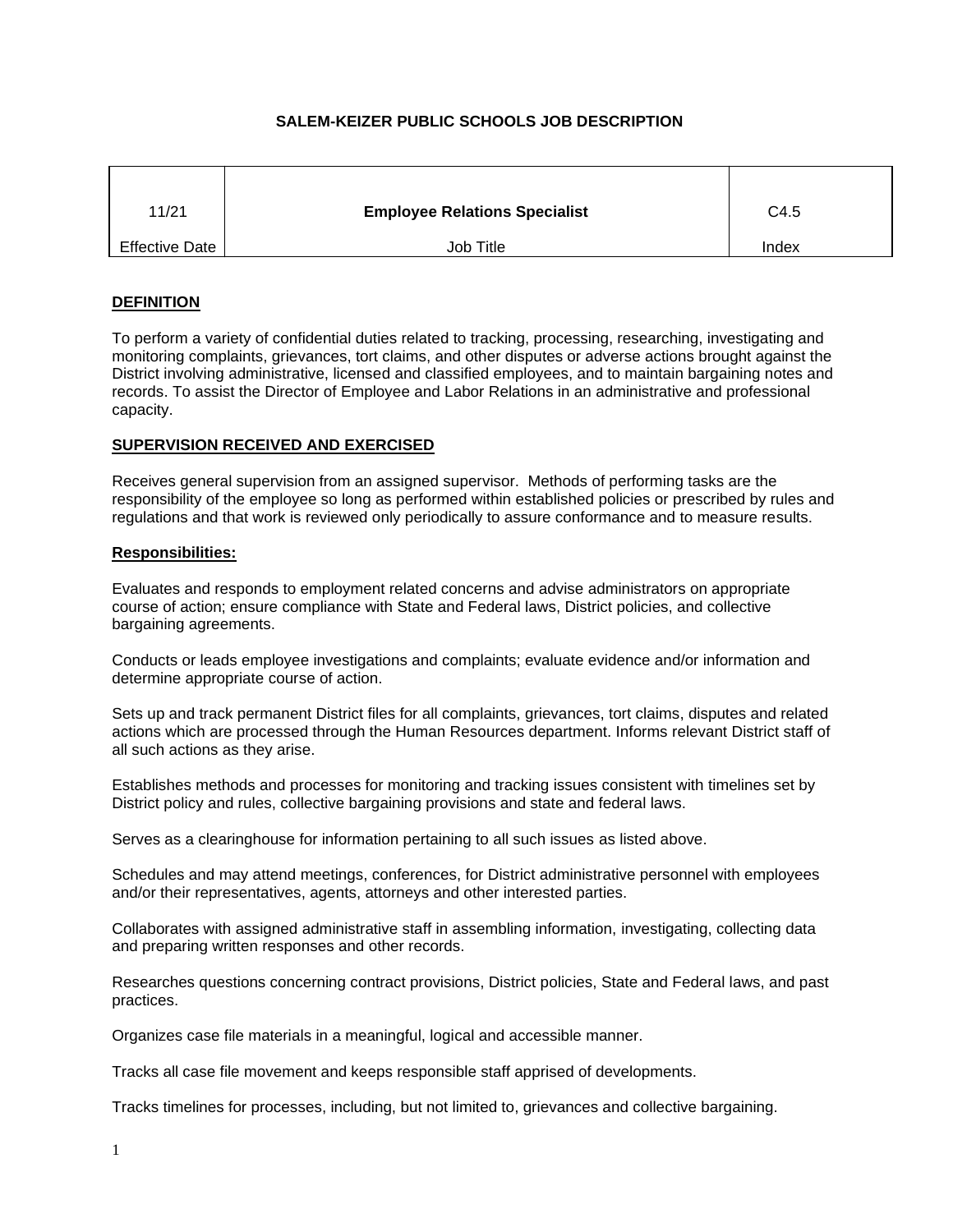# SALEM-KEIZER PUBLIC SCHOOLS JOB DESCRIPTION

| 11/21 | **Employee Relations Specialist** | C4.5 |
|---|---|---|
| Effective Date | Job Title | Index |

## DEFINITION

To perform a variety of confidential duties related to tracking, processing, researching, investigating and monitoring complaints, grievances, tort claims, and other disputes or adverse actions brought against the District involving administrative, licensed and classified employees, and to maintain bargaining notes and records. To assist the Director of Employee and Labor Relations in an administrative and professional capacity.

## SUPERVISION RECEIVED AND EXERCISED

Receives general supervision from an assigned supervisor. Methods of performing tasks are the responsibility of the employee so long as performed within established policies or prescribed by rules and regulations and that work is reviewed only periodically to assure conformance and to measure results.

## Responsibilities:

Evaluates and responds to employment related concerns and advise administrators on appropriate course of action; ensure compliance with State and Federal laws, District policies, and collective bargaining agreements.

Conducts or leads employee investigations and complaints; evaluate evidence and/or information and determine appropriate course of action.

Sets up and track permanent District files for all complaints, grievances, tort claims, disputes and related actions which are processed through the Human Resources department. Informs relevant District staff of all such actions as they arise.

Establishes methods and processes for monitoring and tracking issues consistent with timelines set by District policy and rules, collective bargaining provisions and state and federal laws.

Serves as a clearinghouse for information pertaining to all such issues as listed above.

Schedules and may attend meetings, conferences, for District administrative personnel with employees and/or their representatives, agents, attorneys and other interested parties.

Collaborates with assigned administrative staff in assembling information, investigating, collecting data and preparing written responses and other records.

Researches questions concerning contract provisions, District policies, State and Federal laws, and past practices.

Organizes case file materials in a meaningful, logical and accessible manner.

Tracks all case file movement and keeps responsible staff apprised of developments.

Tracks timelines for processes, including, but not limited to, grievances and collective bargaining.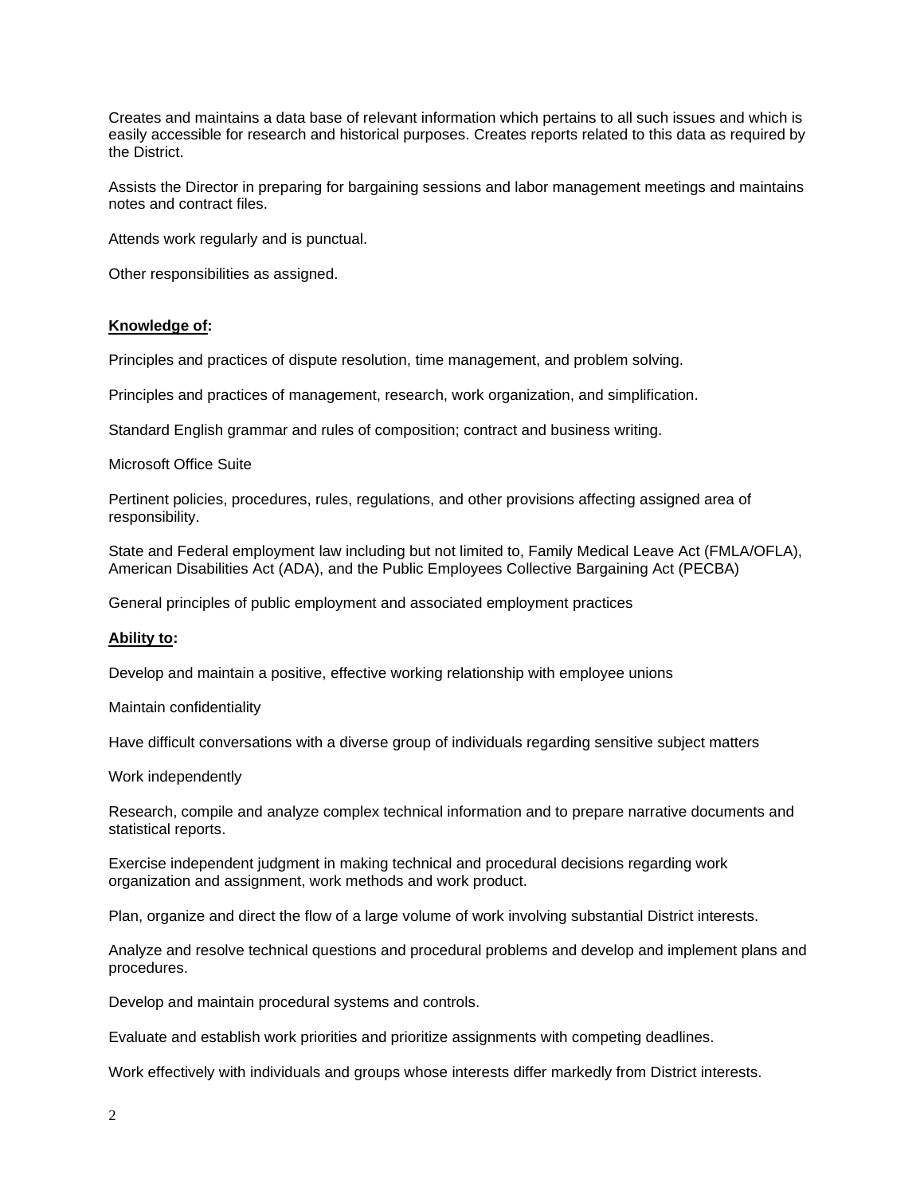Creates and maintains a data base of relevant information which pertains to all such issues and which is easily accessible for research and historical purposes. Creates reports related to this data as required by the District.

Assists the Director in preparing for bargaining sessions and labor management meetings and maintains notes and contract files.

Attends work regularly and is punctual.

Other responsibilities as assigned.

**Knowledge of:**

Principles and practices of dispute resolution, time management, and problem solving.

Principles and practices of management, research, work organization, and simplification.

Standard English grammar and rules of composition; contract and business writing.

Microsoft Office Suite

Pertinent policies, procedures, rules, regulations, and other provisions affecting assigned area of responsibility.

State and Federal employment law including but not limited to, Family Medical Leave Act (FMLA/OFLA), American Disabilities Act (ADA), and the Public Employees Collective Bargaining Act (PECBA)

General principles of public employment and associated employment practices

**Ability to:**

Develop and maintain a positive, effective working relationship with employee unions

Maintain confidentiality

Have difficult conversations with a diverse group of individuals regarding sensitive subject matters

Work independently

Research, compile and analyze complex technical information and to prepare narrative documents and statistical reports.

Exercise independent judgment in making technical and procedural decisions regarding work organization and assignment, work methods and work product.

Plan, organize and direct the flow of a large volume of work involving substantial District interests.

Analyze and resolve technical questions and procedural problems and develop and implement plans and procedures.

Develop and maintain procedural systems and controls.

Evaluate and establish work priorities and prioritize assignments with competing deadlines.

Work effectively with individuals and groups whose interests differ markedly from District interests.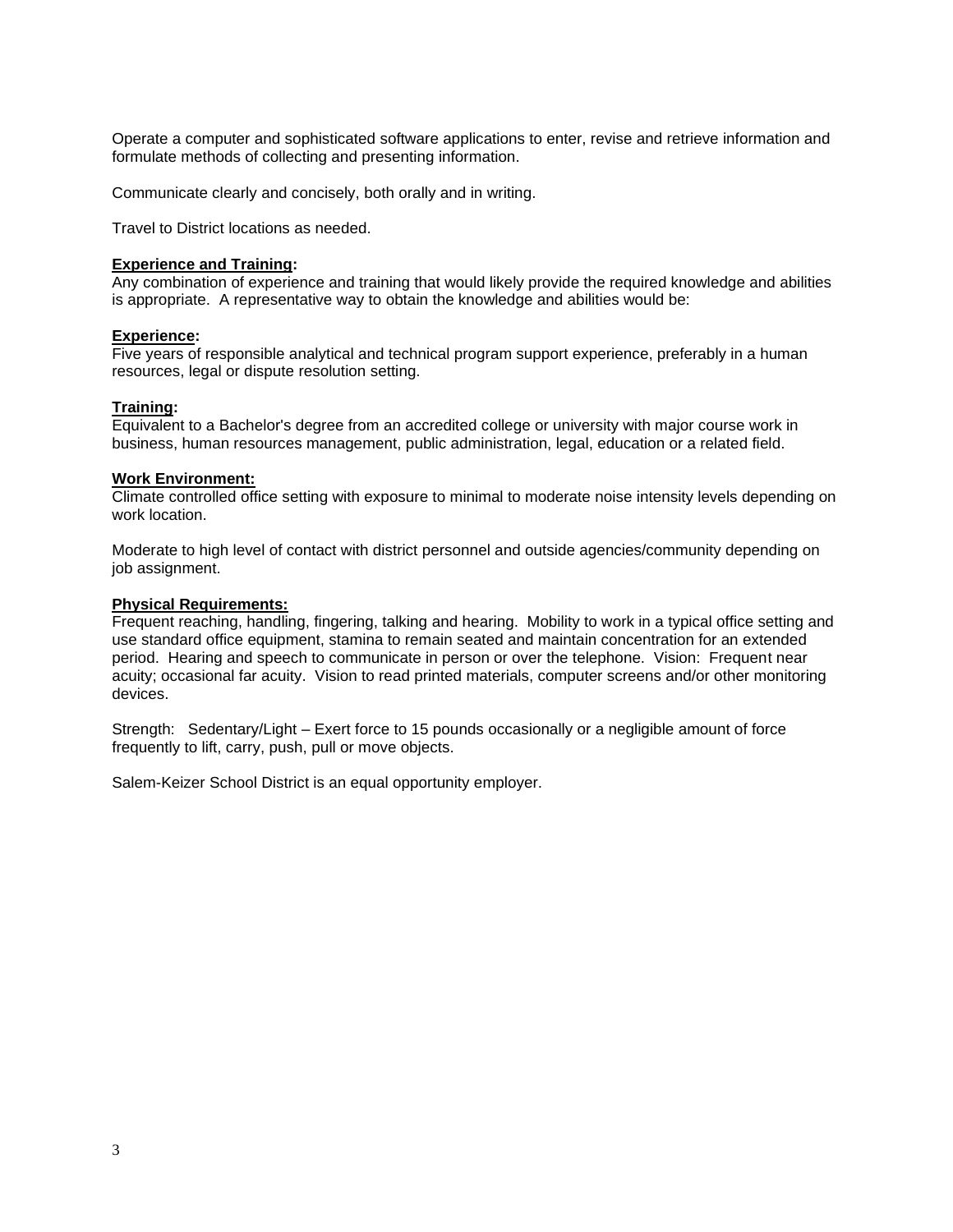Operate a computer and sophisticated software applications to enter, revise and retrieve information and formulate methods of collecting and presenting information.

Communicate clearly and concisely, both orally and in writing.

Travel to District locations as needed.

**Experience and Training:**
Any combination of experience and training that would likely provide the required knowledge and abilities is appropriate. A representative way to obtain the knowledge and abilities would be:

**Experience:**
Five years of responsible analytical and technical program support experience, preferably in a human resources, legal or dispute resolution setting.

**Training:**
Equivalent to a Bachelor's degree from an accredited college or university with major course work in business, human resources management, public administration, legal, education or a related field.

**Work Environment:**
Climate controlled office setting with exposure to minimal to moderate noise intensity levels depending on work location.

Moderate to high level of contact with district personnel and outside agencies/community depending on job assignment.

**Physical Requirements:**
Frequent reaching, handling, fingering, talking and hearing. Mobility to work in a typical office setting and use standard office equipment, stamina to remain seated and maintain concentration for an extended period. Hearing and speech to communicate in person or over the telephone. Vision: Frequent near acuity; occasional far acuity. Vision to read printed materials, computer screens and/or other monitoring devices.

Strength: Sedentary/Light – Exert force to 15 pounds occasionally or a negligible amount of force frequently to lift, carry, push, pull or move objects.

Salem-Keizer School District is an equal opportunity employer.